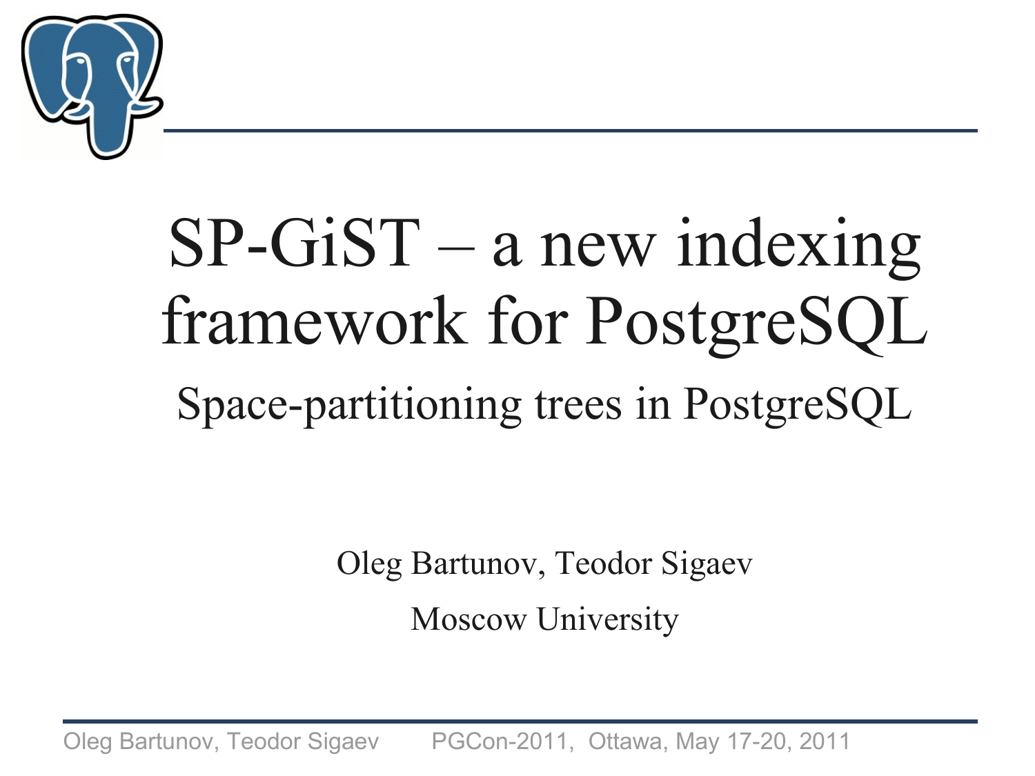# SP-GiST – a new indexing framework for PostgreSQL

## Space-partitioning trees in PostgreSQL

Oleg Bartunov, Teodor Sigaev

Moscow University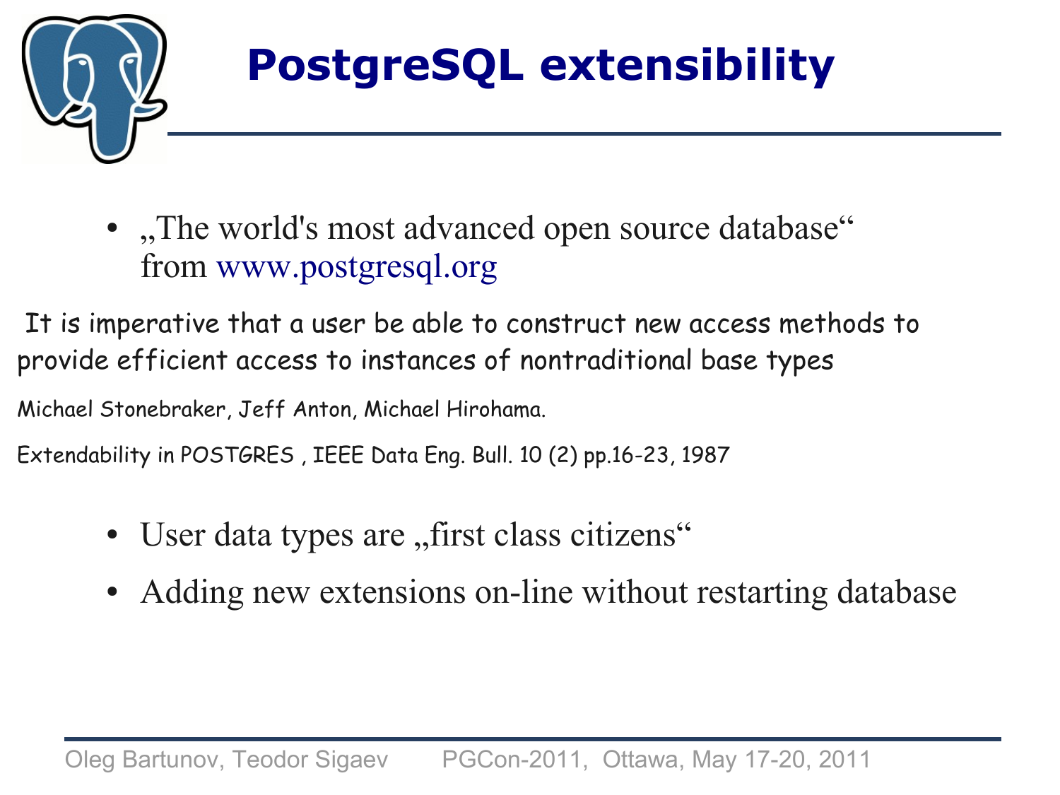# PostgreSQL extensibility

- „The world's most advanced open source database" from www.postgresql.org

It is imperative that a user be able to construct new access methods to provide efficient access to instances of nontraditional base types

Michael Stonebraker, Jeff Anton, Michael Hirohama.

Extendability in POSTGRES , IEEE Data Eng. Bull. 10 (2) pp.16-23, 1987

- User data types are „first class citizens"
- Adding new extensions on-line without restarting database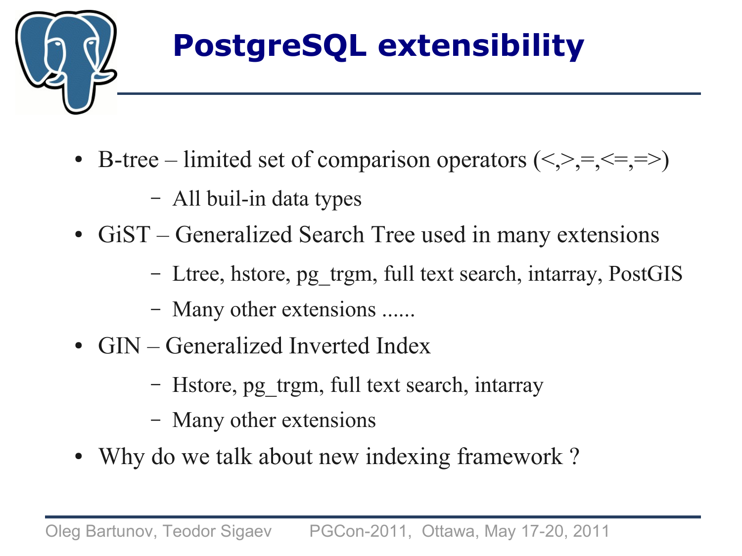# PostgreSQL extensibility

- B-tree – limited set of comparison operators (<,>,=,<=,=>)
  - All buil-in data types
- GiST – Generalized Search Tree used in many extensions
  - Ltree, hstore, pg_trgm, full text search, intarray, PostGIS
  - Many other extensions ......
- GIN – Generalized Inverted Index
  - Hstore, pg_trgm, full text search, intarray
  - Many other extensions
- Why do we talk about new indexing framework ?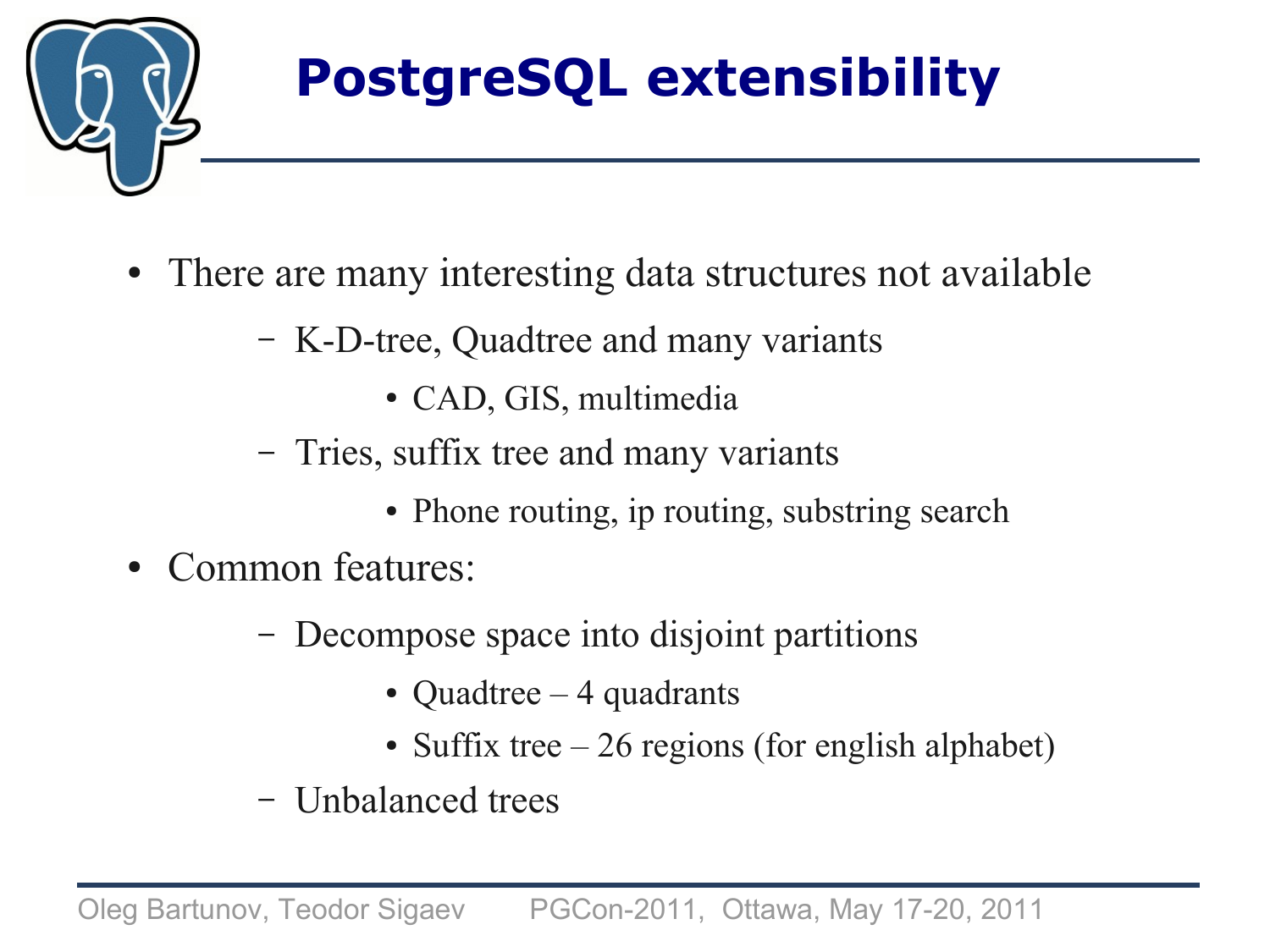# PostgreSQL extensibility

- There are many interesting data structures not available
  - K-D-tree, Quadtree and many variants
    - CAD, GIS, multimedia
  - Tries, suffix tree and many variants
    - Phone routing, ip routing, substring search
- Common features:
  - Decompose space into disjoint partitions
    - Quadtree – 4 quadrants
    - Suffix tree – 26 regions (for english alphabet)
  - Unbalanced trees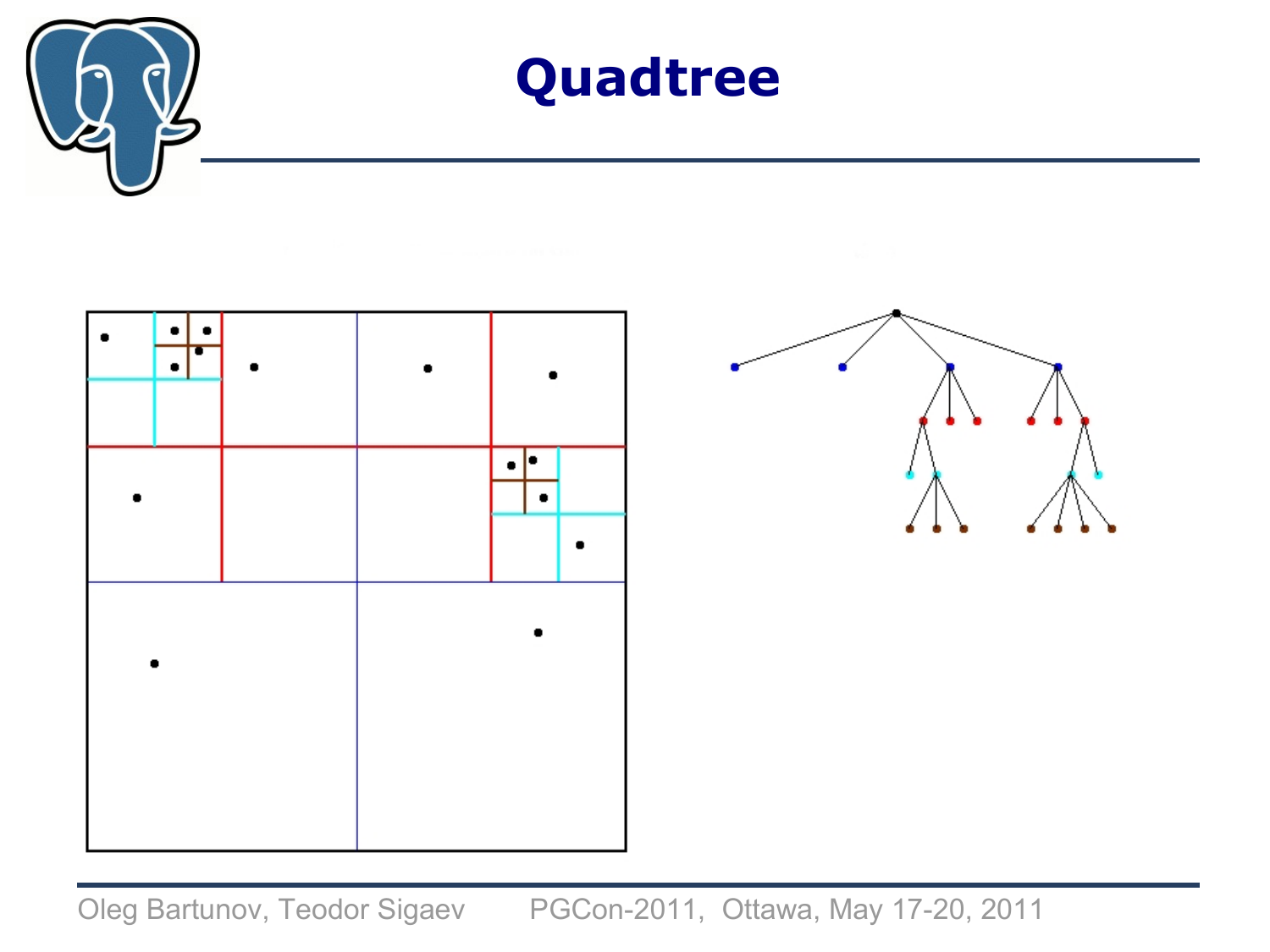# Quadtree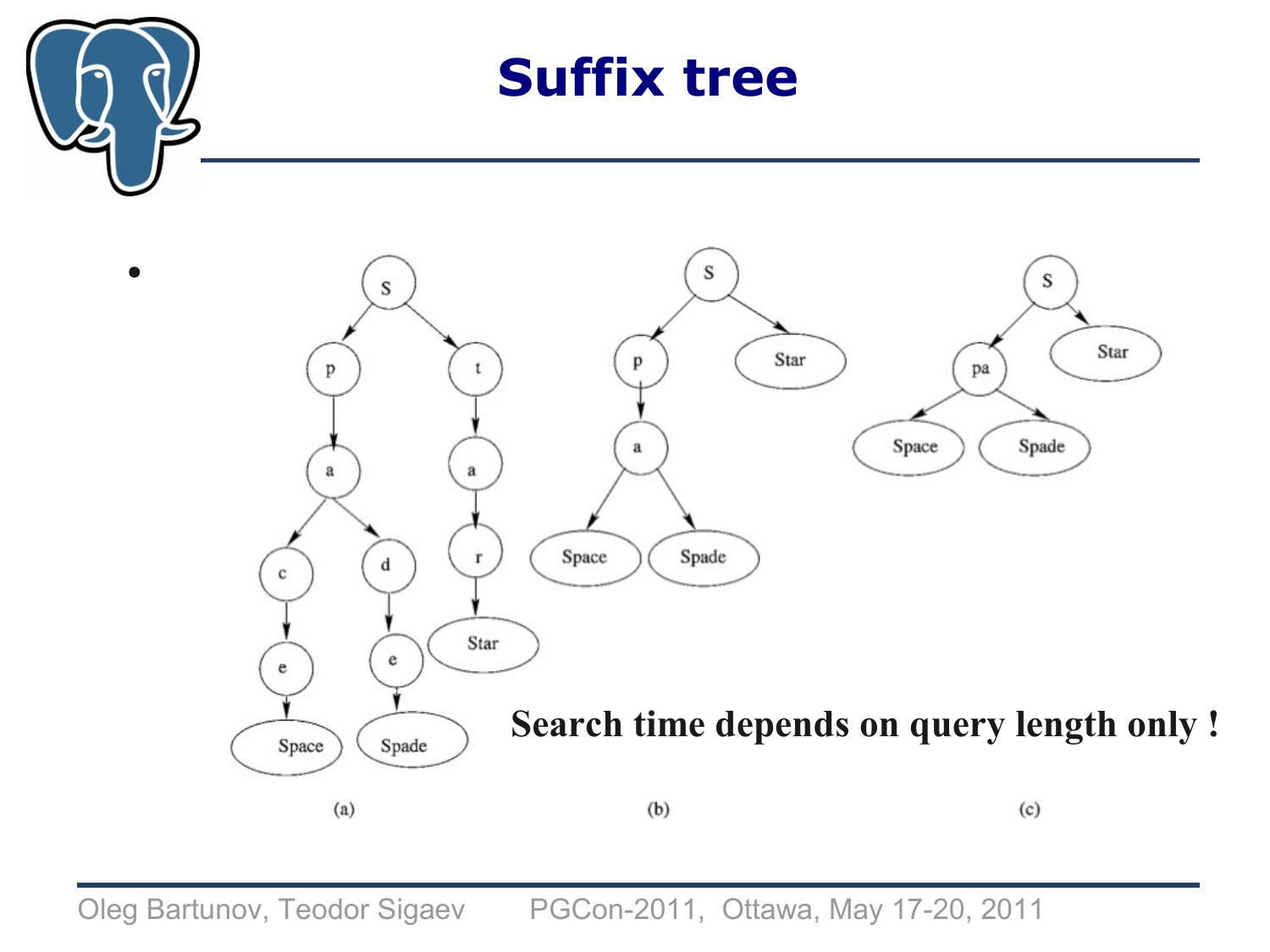# Suffix tree

- 

Search time depends on query length only !

(a) (b) (c)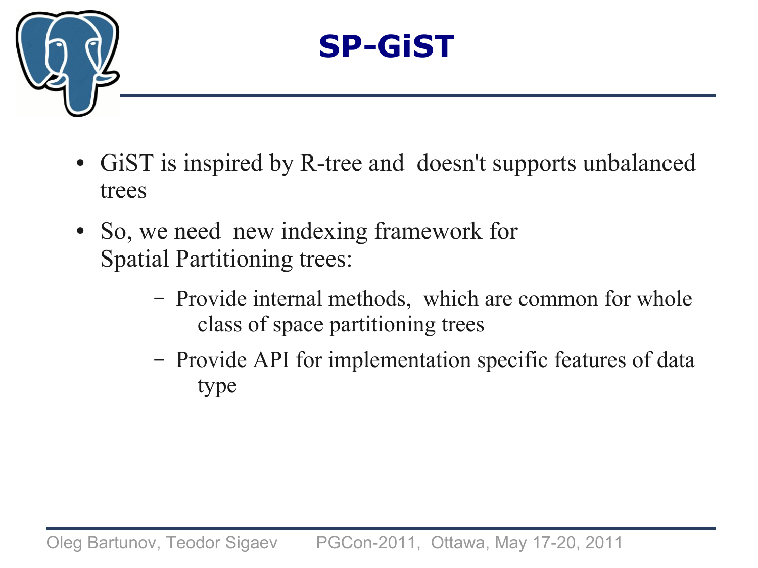# SP-GiST

- GiST is inspired by R-tree and doesn't supports unbalanced trees
- So, we need new indexing framework for Spatial Partitioning trees:
  - Provide internal methods, which are common for whole class of space partitioning trees
  - Provide API for implementation specific features of data type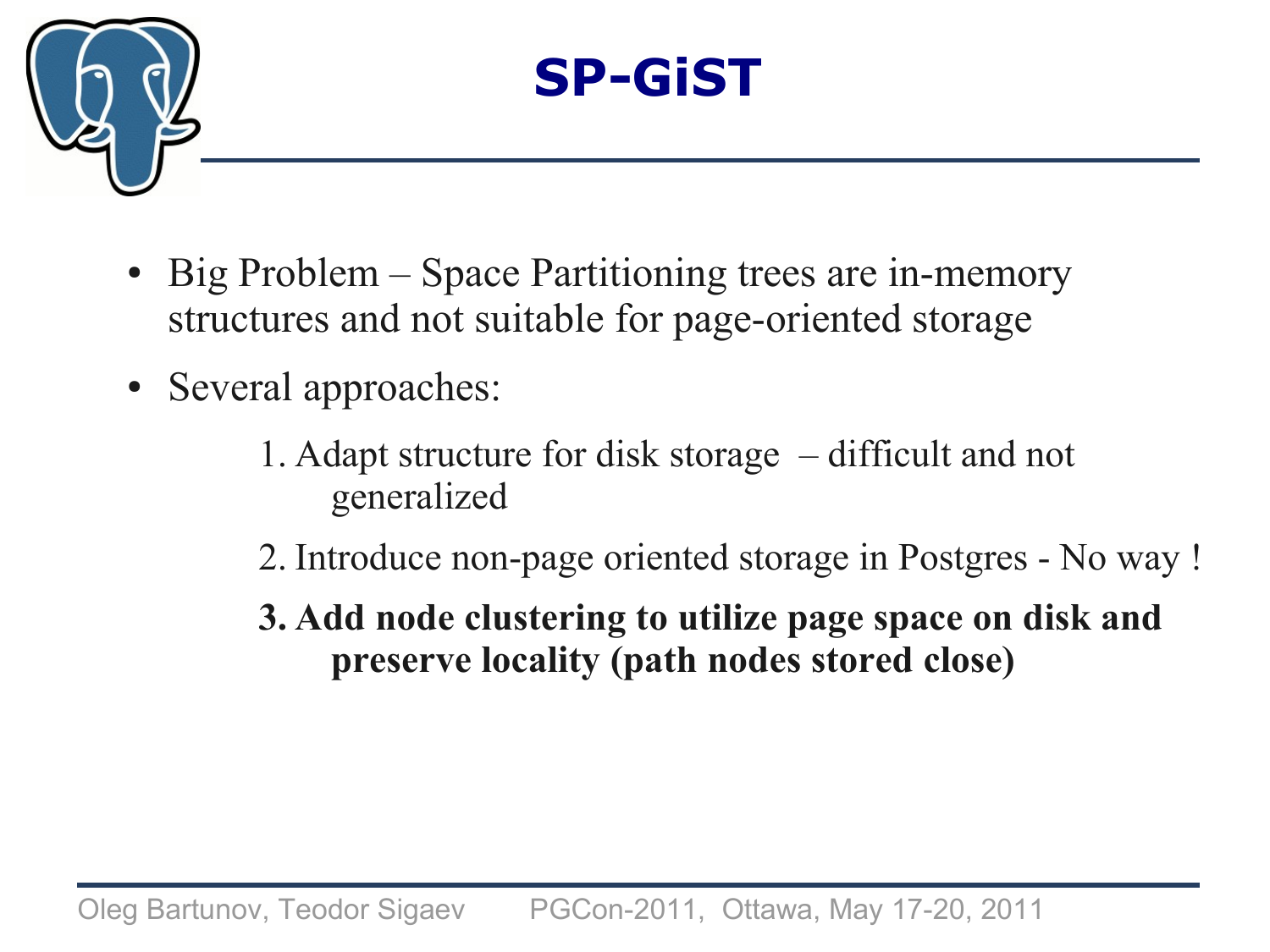# SP-GiST

- Big Problem – Space Partitioning trees are in-memory structures and not suitable for page-oriented storage
- Several approaches:

  1. Adapt structure for disk storage – difficult and not generalized
  2. Introduce non-page oriented storage in Postgres - No way !
  3. **Add node clustering to utilize page space on disk and preserve locality (path nodes stored close)**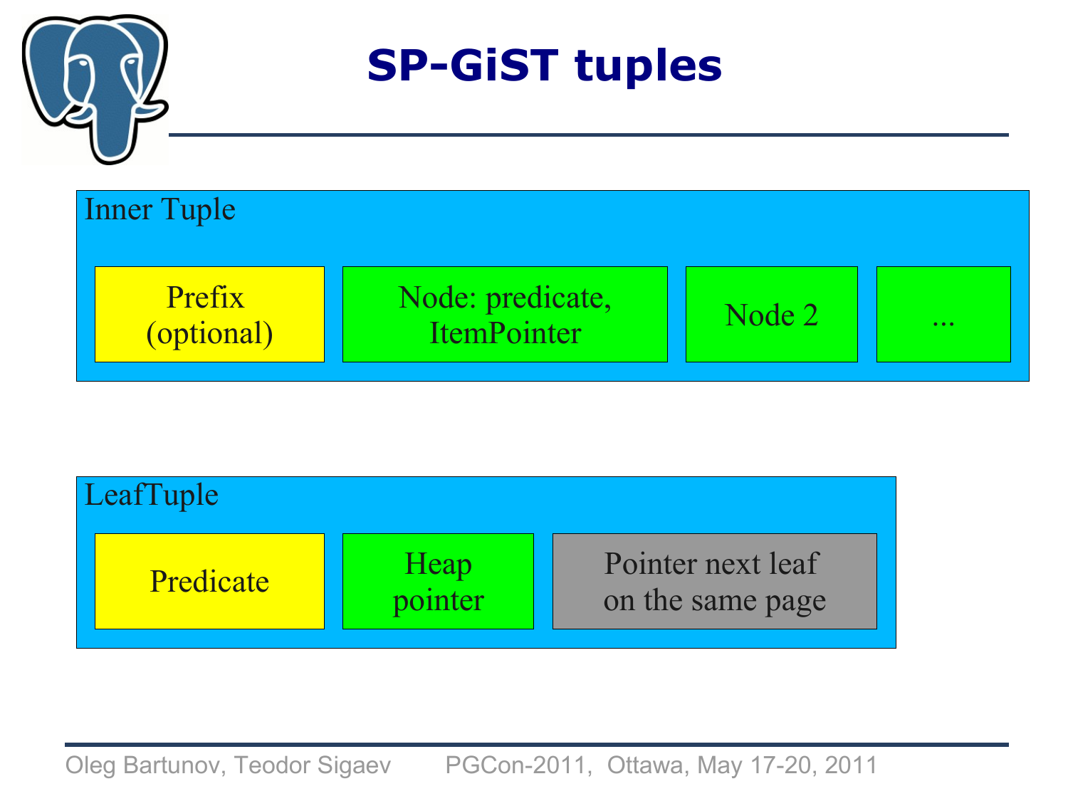# SP-GiST tuples

**Inner Tuple**

| Prefix (optional) | Node: predicate, ItemPointer | Node 2 | ... |
|---|---|---|---|

**LeafTuple**

| Predicate | Heap pointer | Pointer next leaf on the same page |
|---|---|---|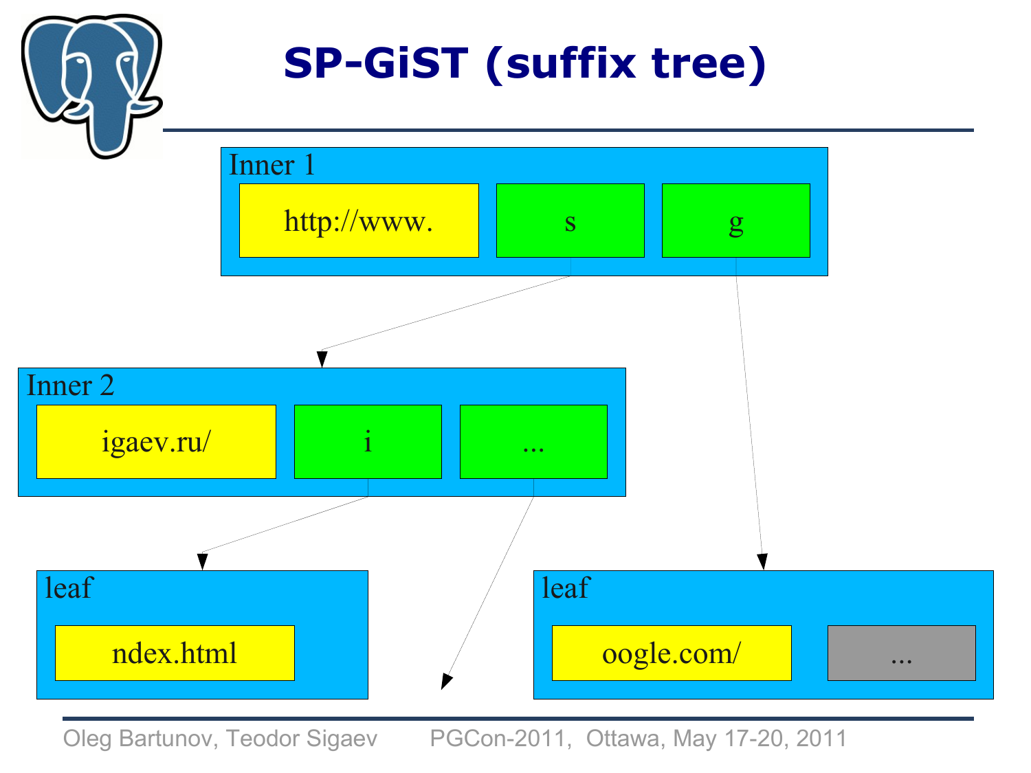# SP-GiST (suffix tree)

Inner 1

- http://www.
- s → Inner 2
- g → leaf

Inner 2

- igaev.ru/
- i → leaf
- ...

leaf

- ndex.html

leaf

- oogle.com/
- ...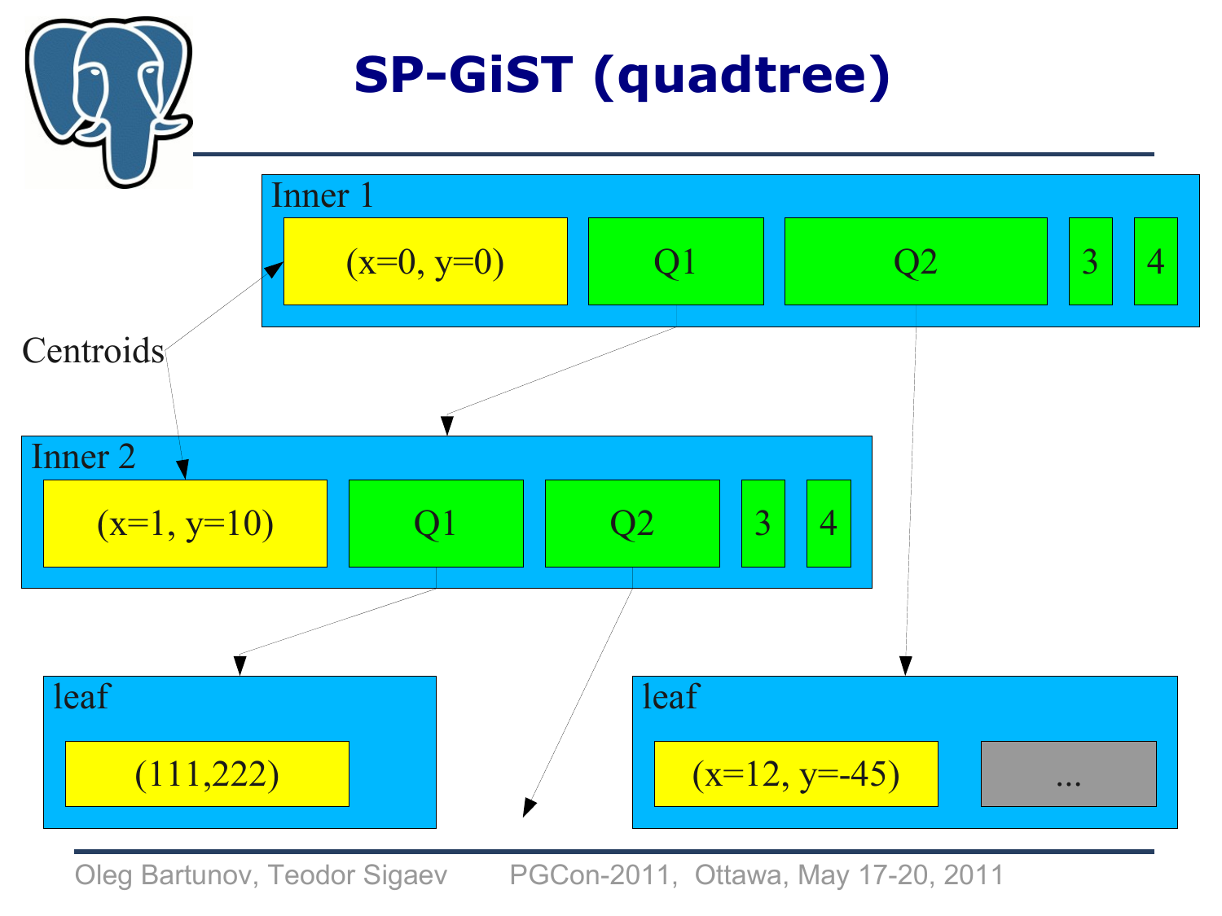# SP-GiST (quadtree)

Inner 1

| (x=0, y=0) | Q1 | Q2 | 3 | 4 |
|---|---|---|---|---|

Centroids

Inner 2

| (x=1, y=10) | Q1 | Q2 | 3 | 4 |
|---|---|---|---|---|

leaf

| (111,222) |
|---|

leaf

| (x=12, y=-45) | ... |
|---|---|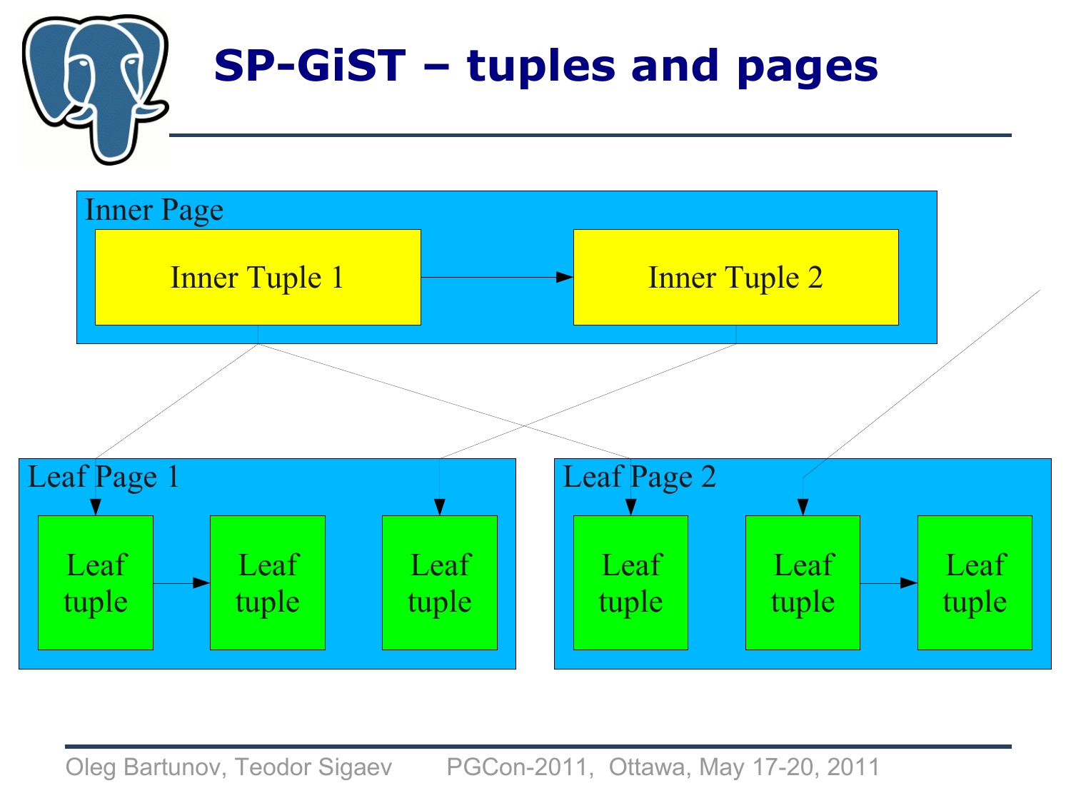# SP-GiST – tuples and pages

Inner Page

Inner Tuple 1

Inner Tuple 2

Leaf Page 1

Leaf tuple

Leaf tuple

Leaf tuple

Leaf Page 2

Leaf tuple

Leaf tuple

Leaf tuple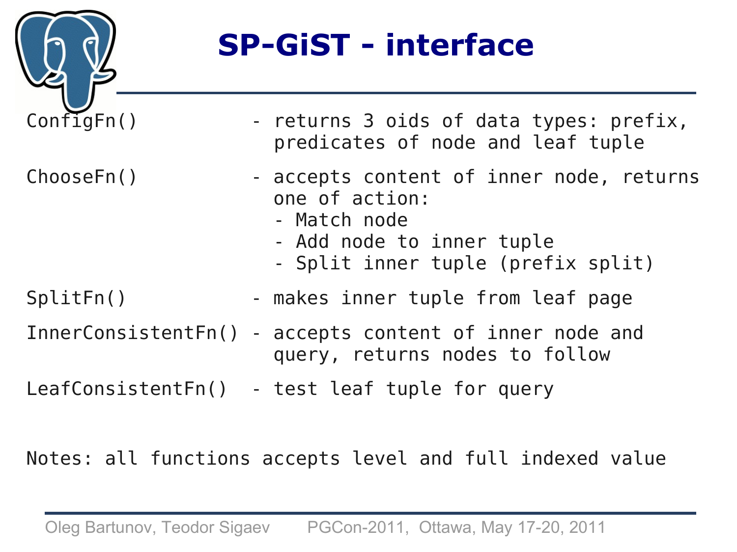# SP-GiST - interface

```
ConfigFn()            - returns 3 oids of data types: prefix,
                        predicates of node and leaf tuple

ChooseFn()            - accepts content of inner node, returns
                        one of action:
                        - Match node
                        - Add node to inner tuple
                        - Split inner tuple (prefix split)

SplitFn()             - makes inner tuple from leaf page

InnerConsistentFn()   - accepts content of inner node and
                        query, returns nodes to follow

LeafConsistentFn()    - test leaf tuple for query


Notes: all functions accepts level and full indexed value
```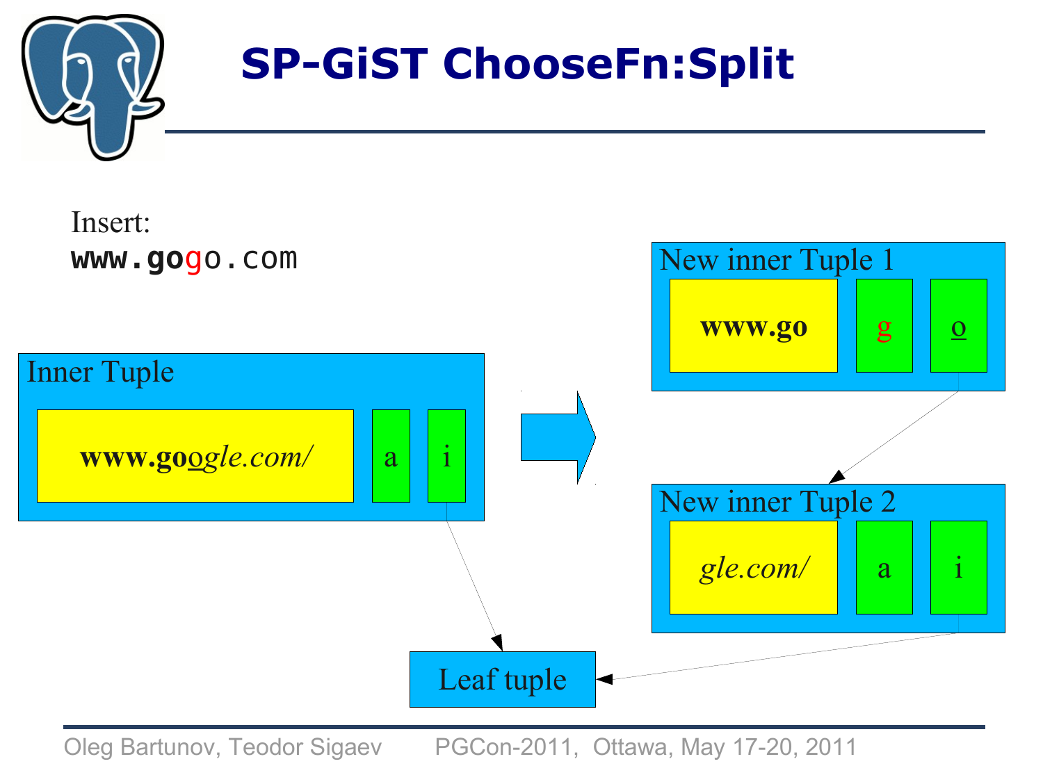# SP-GiST ChooseFn:Split

Insert:

**www.gogo.com**

Inner Tuple

| **www.go***ogle.com/* | a | i |
|---|---|---|

New inner Tuple 1

| **www.go** | g | o |
|---|---|---|

New inner Tuple 2

| *gle.com/* | a | i |
|---|---|---|

Leaf tuple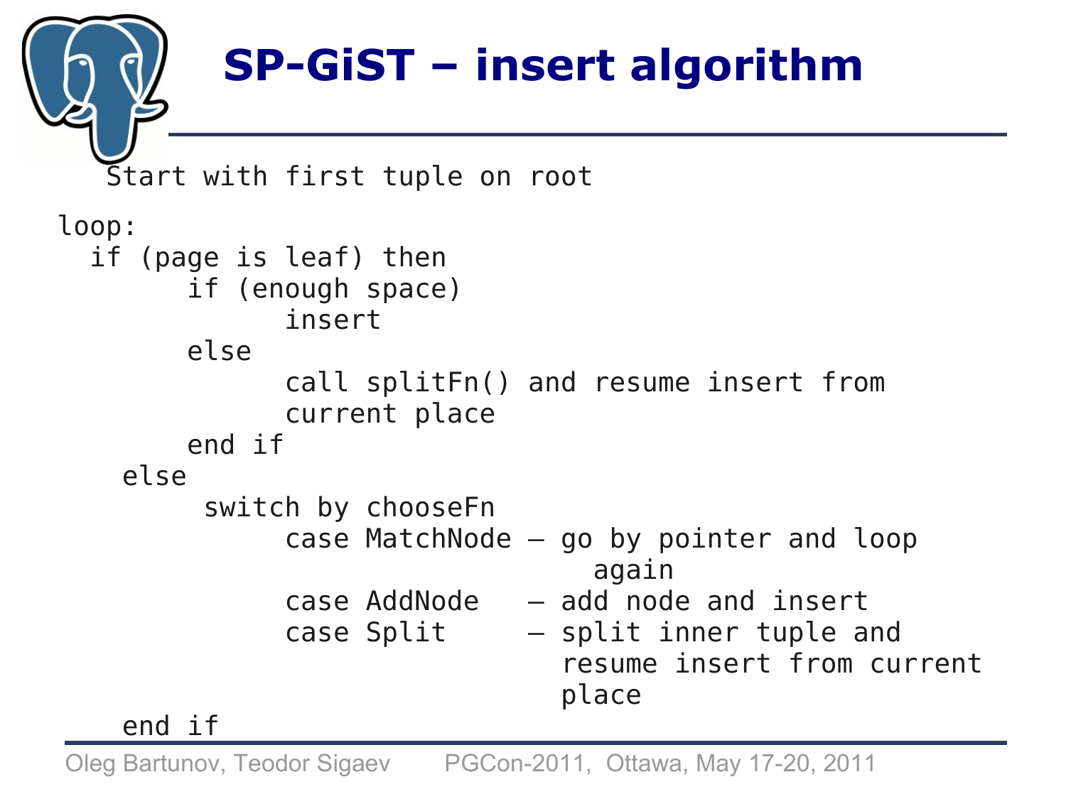# SP-GiST – insert algorithm

```
   Start with first tuple on root

loop:
  if (page is leaf) then
        if (enough space)
              insert
        else
              call splitFn() and resume insert from
              current place
        end if
    else
         switch by chooseFn
              case MatchNode – go by pointer and loop
                                 again
              case AddNode   – add node and insert
              case Split     – split inner tuple and
                               resume insert from current
                               place
    end if
```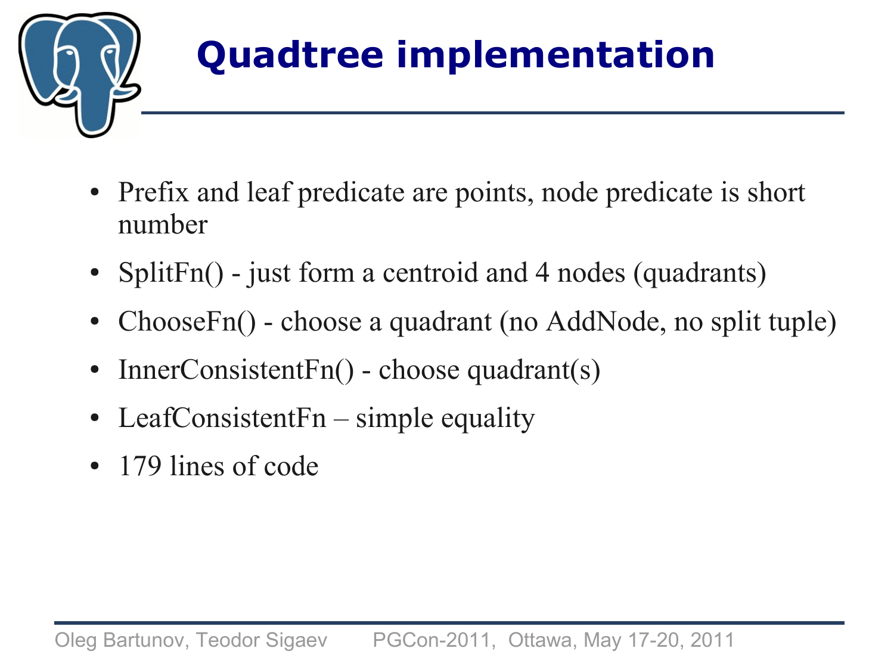# Quadtree implementation

- Prefix and leaf predicate are points, node predicate is short number
- SplitFn() - just form a centroid and 4 nodes (quadrants)
- ChooseFn() - choose a quadrant (no AddNode, no split tuple)
- InnerConsistentFn() - choose quadrant(s)
- LeafConsistentFn – simple equality
- 179 lines of code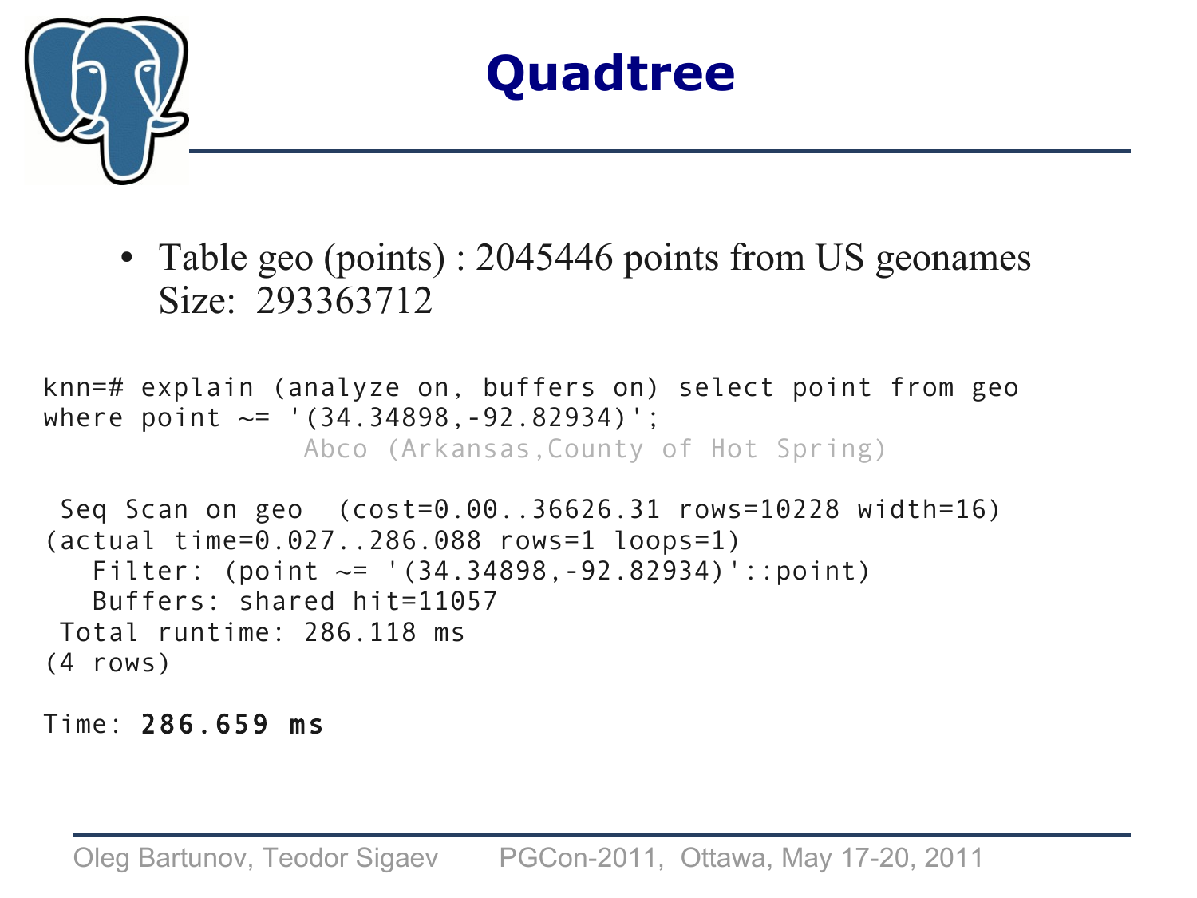# Quadtree

- Table geo (points) : 2045446 points from US geonames
  Size: 293363712

```
knn=# explain (analyze on, buffers on) select point from geo
where point ~= '(34.34898,-92.82934)';
                Abco (Arkansas,County of Hot Spring)

 Seq Scan on geo  (cost=0.00..36626.31 rows=10228 width=16)
(actual time=0.027..286.088 rows=1 loops=1)
   Filter: (point ~= '(34.34898,-92.82934)'::point)
   Buffers: shared hit=11057
 Total runtime: 286.118 ms
(4 rows)

Time: 286.659 ms
```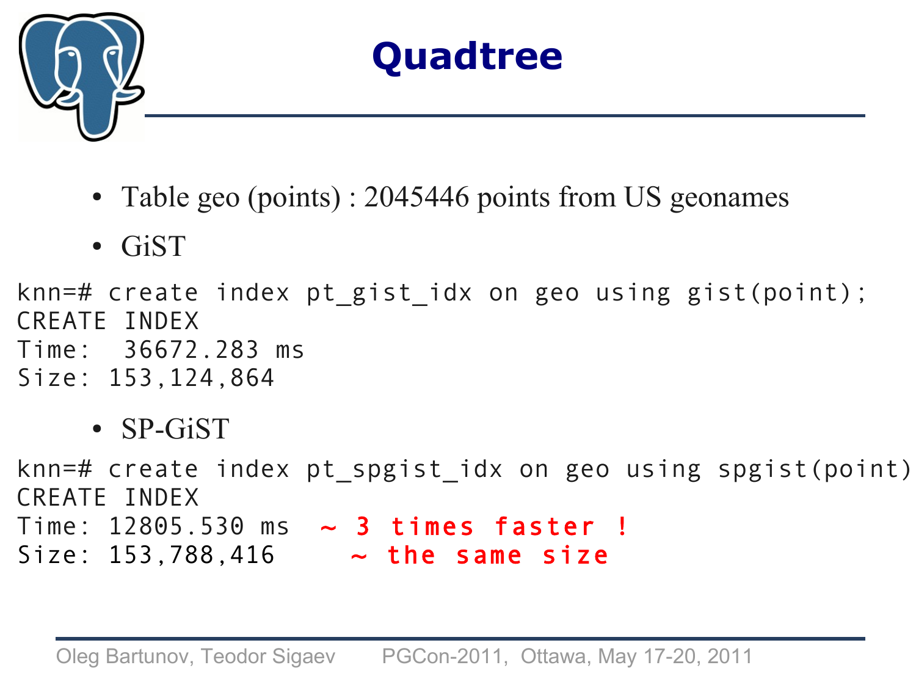# Quadtree

- Table geo (points) : 2045446 points from US geonames
- GiST

```
knn=# create index pt_gist_idx on geo using gist(point);
CREATE INDEX
Time:  36672.283 ms
Size: 153,124,864
```

- SP-GiST

```
knn=# create index pt_spgist_idx on geo using spgist(point)
CREATE INDEX
Time: 12805.530 ms  ~ 3 times faster !
Size: 153,788,416     ~ the same size
```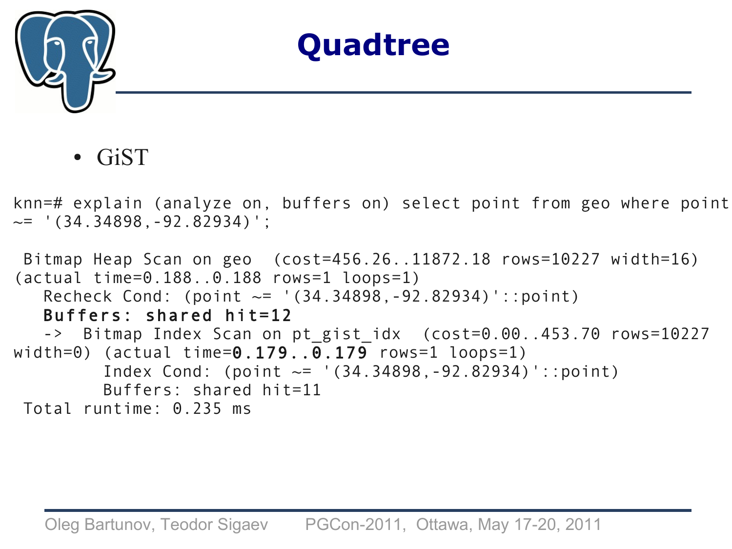# Quadtree

- GiST

```
knn=# explain (analyze on, buffers on) select point from geo where point
~= '(34.34898,-92.82934)';

 Bitmap Heap Scan on geo  (cost=456.26..11872.18 rows=10227 width=16)
(actual time=0.188..0.188 rows=1 loops=1)
   Recheck Cond: (point ~= '(34.34898,-92.82934)'::point)
   Buffers: shared hit=12
   ->  Bitmap Index Scan on pt_gist_idx  (cost=0.00..453.70 rows=10227
width=0) (actual time=0.179..0.179 rows=1 loops=1)
         Index Cond: (point ~= '(34.34898,-92.82934)'::point)
         Buffers: shared hit=11
 Total runtime: 0.235 ms
```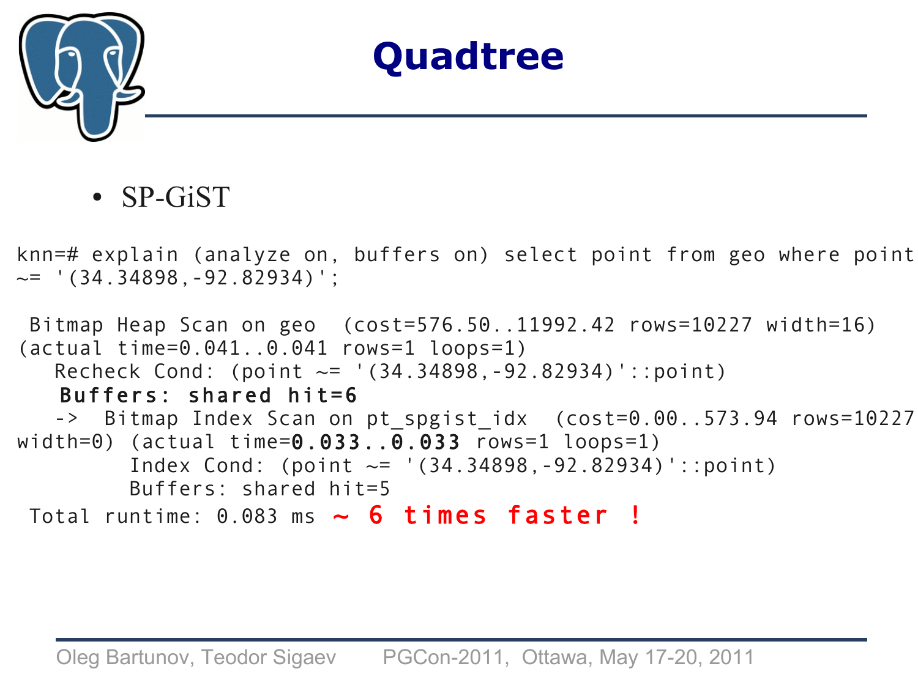# Quadtree

- SP-GiST

```
knn=# explain (analyze on, buffers on) select point from geo where point
~= '(34.34898,-92.82934)';

 Bitmap Heap Scan on geo  (cost=576.50..11992.42 rows=10227 width=16)
(actual time=0.041..0.041 rows=1 loops=1)
   Recheck Cond: (point ~= '(34.34898,-92.82934)'::point)
   Buffers: shared hit=6
   ->  Bitmap Index Scan on pt_spgist_idx  (cost=0.00..573.94 rows=10227
width=0) (actual time=0.033..0.033 rows=1 loops=1)
         Index Cond: (point ~= '(34.34898,-92.82934)'::point)
         Buffers: shared hit=5
 Total runtime: 0.083 ms ~ 6 times faster !
```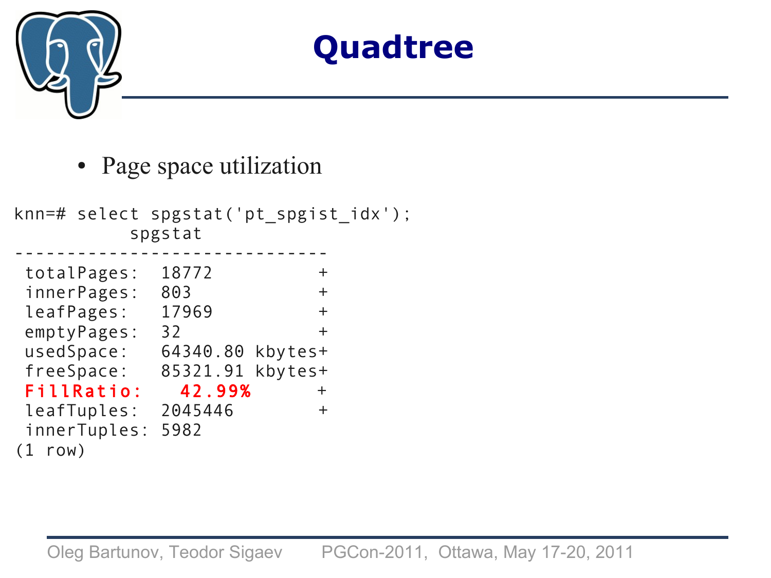# Quadtree

- Page space utilization

```
knn=# select spgstat('pt_spgist_idx');
           spgstat
------------------------------
 totalPages:  18772        +
 innerPages:  803          +
 leafPages:   17969        +
 emptyPages:  32           +
 usedSpace:   64340.80 kbytes+
 freeSpace:   85321.91 kbytes+
 FillRatio:    42.99%      +
 leafTuples:  2045446      +
 innerTuples: 5982
(1 row)
```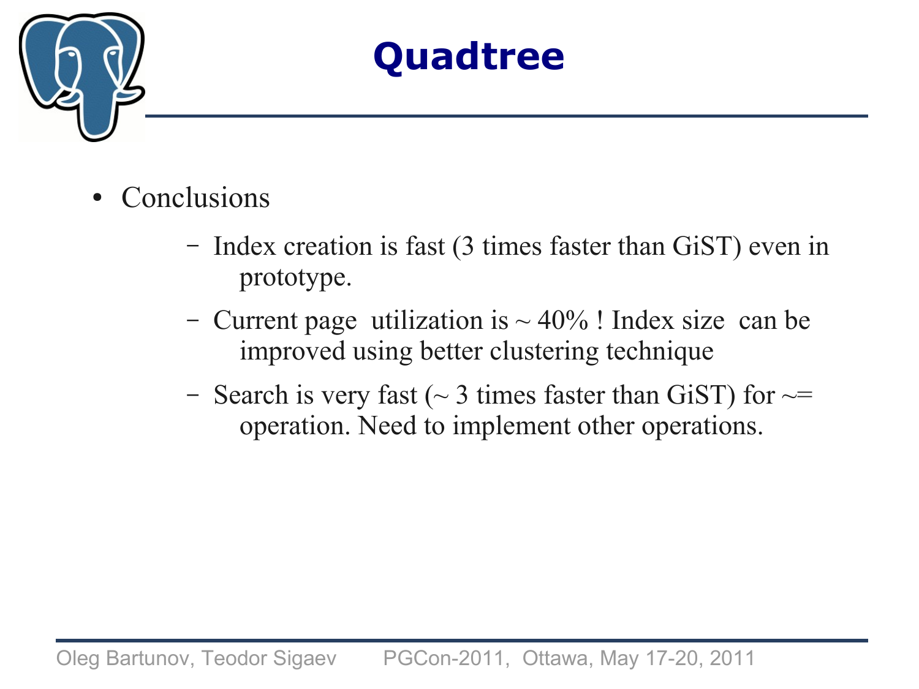# Quadtree

- Conclusions
  - Index creation is fast (3 times faster than GiST) even in prototype.
  - Current page utilization is ~ 40% ! Index size can be improved using better clustering technique
  - Search is very fast (~ 3 times faster than GiST) for ~= operation. Need to implement other operations.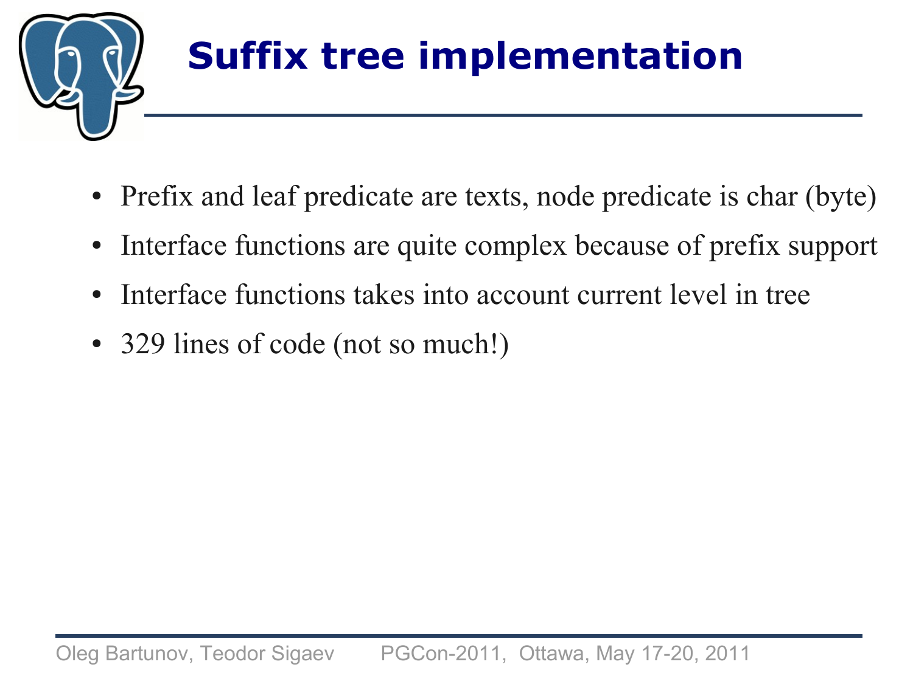# Suffix tree implementation

- Prefix and leaf predicate are texts, node predicate is char (byte)
- Interface functions are quite complex because of prefix support
- Interface functions takes into account current level in tree
- 329 lines of code (not so much!)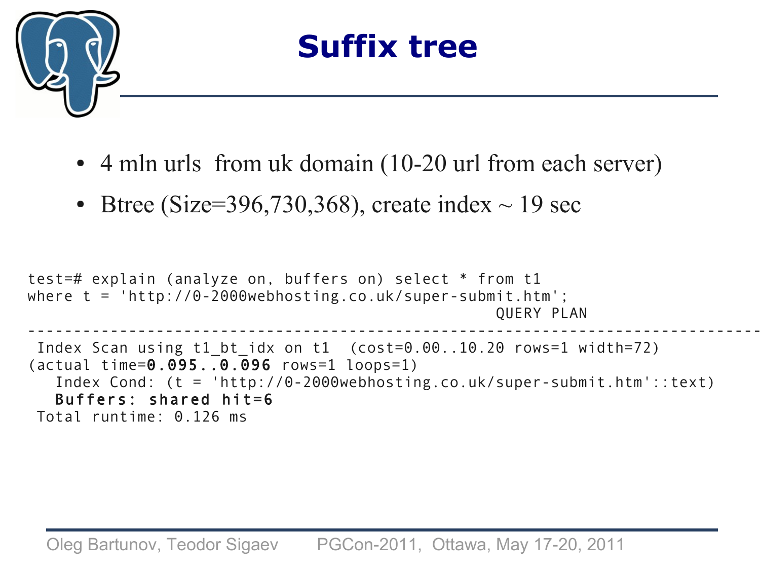# Suffix tree

- 4 mln urls  from uk domain (10-20 url from each server)
- Btree (Size=396,730,368), create index ~ 19 sec

```
test=# explain (analyze on, buffers on) select * from t1
where t = 'http://0-2000webhosting.co.uk/super-submit.htm';
                                                    QUERY PLAN
---------------------------------------------------------------------------------
 Index Scan using t1_bt_idx on t1  (cost=0.00..10.20 rows=1 width=72)
(actual time=0.095..0.096 rows=1 loops=1)
   Index Cond: (t = 'http://0-2000webhosting.co.uk/super-submit.htm'::text)
   Buffers: shared hit=6
 Total runtime: 0.126 ms
```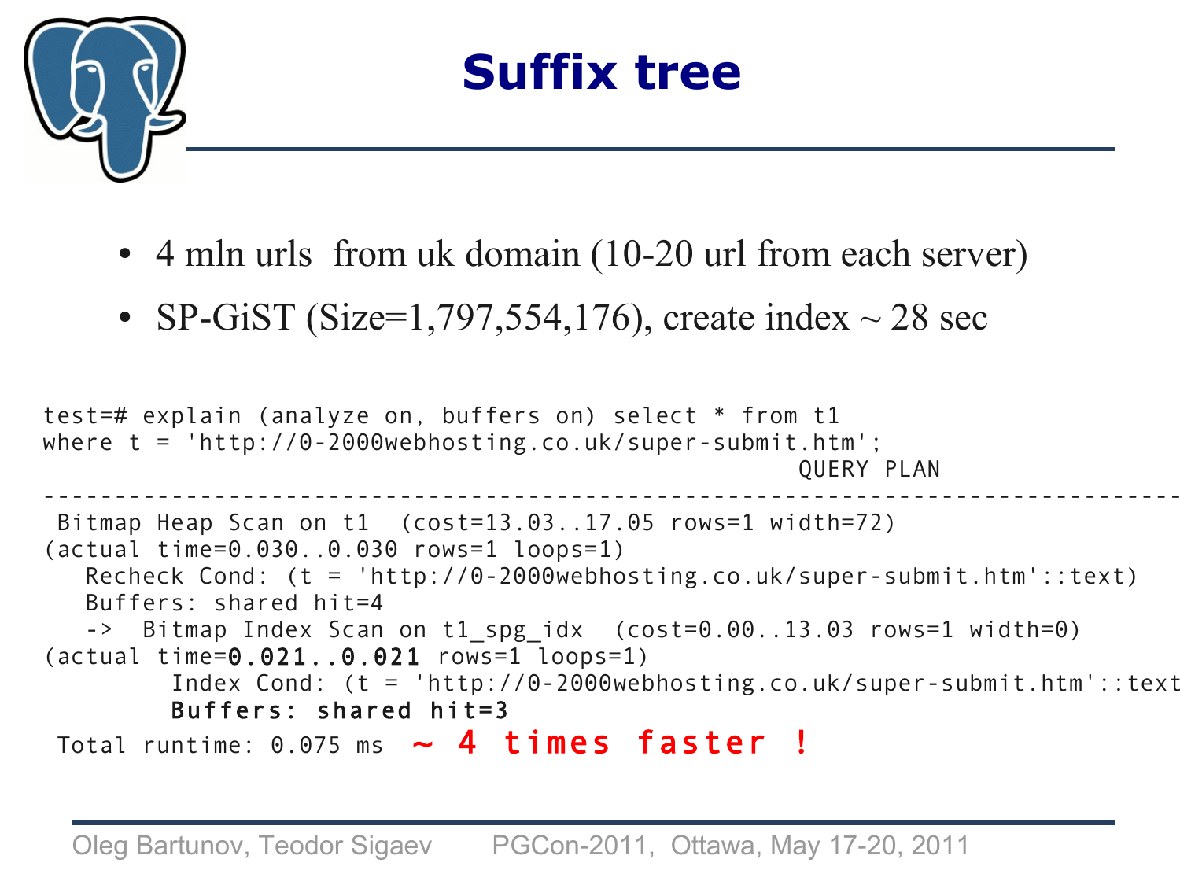# Suffix tree

- 4 mln urls from uk domain (10-20 url from each server)
- SP-GiST (Size=1,797,554,176), create index ~ 28 sec

```
test=# explain (analyze on, buffers on) select * from t1
where t = 'http://0-2000webhosting.co.uk/super-submit.htm';
                                                         QUERY PLAN
------------------------------------------------------------------------------------
 Bitmap Heap Scan on t1  (cost=13.03..17.05 rows=1 width=72)
(actual time=0.030..0.030 rows=1 loops=1)
   Recheck Cond: (t = 'http://0-2000webhosting.co.uk/super-submit.htm'::text)
   Buffers: shared hit=4
   ->  Bitmap Index Scan on t1_spg_idx  (cost=0.00..13.03 rows=1 width=0)
(actual time=0.021..0.021 rows=1 loops=1)
         Index Cond: (t = 'http://0-2000webhosting.co.uk/super-submit.htm'::text
         Buffers: shared hit=3
 Total runtime: 0.075 ms  ~ 4 times faster !
```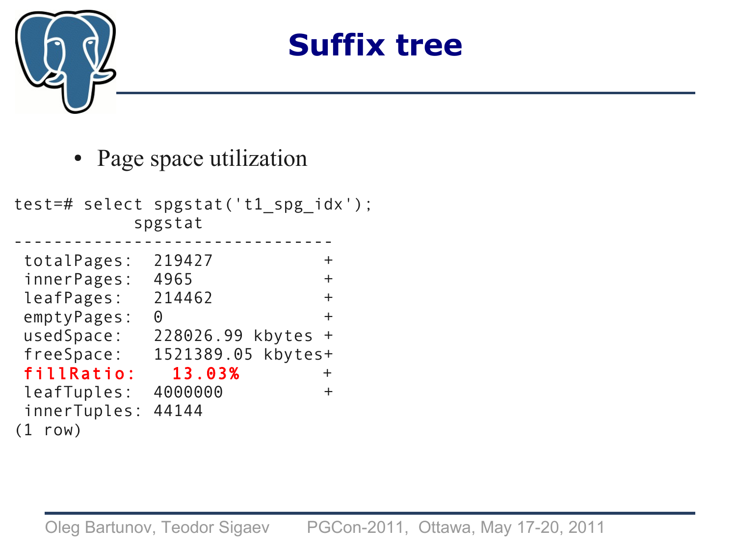# Suffix tree

- Page space utilization

```
test=# select spgstat('t1_spg_idx');
           spgstat
--------------------------------
 totalPages:  219427          +
 innerPages:  4965            +
 leafPages:   214462          +
 emptyPages:  0               +
 usedSpace:   228026.99 kbytes +
 freeSpace:   1521389.05 kbytes+
 fillRatio:    13.03%         +
 leafTuples:  4000000         +
 innerTuples: 44144
(1 row)
```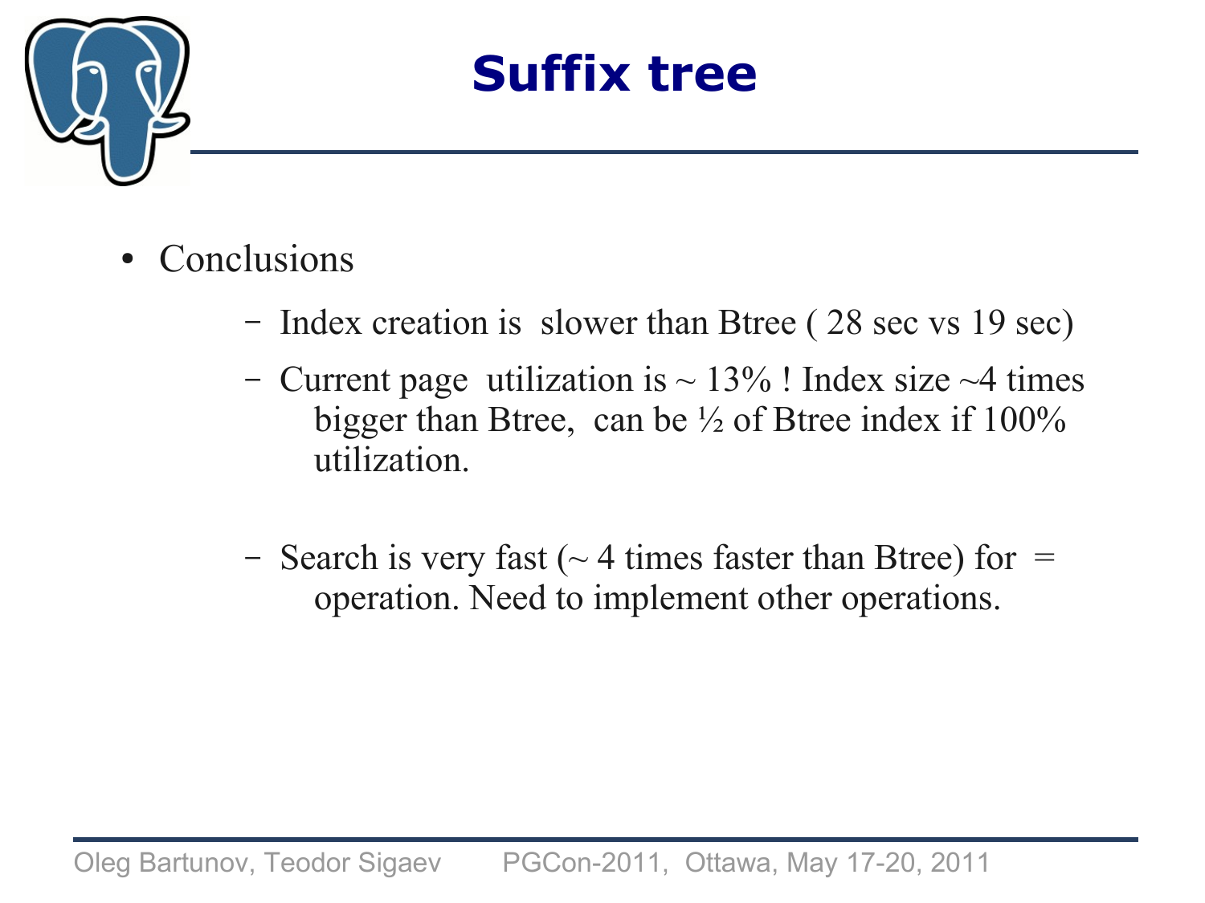# Suffix tree

- Conclusions
  - Index creation is slower than Btree ( 28 sec vs 19 sec)
  - Current page utilization is ~ 13% ! Index size ~4 times bigger than Btree, can be ½ of Btree index if 100% utilization.
  - Search is very fast (~ 4 times faster than Btree) for = operation. Need to implement other operations.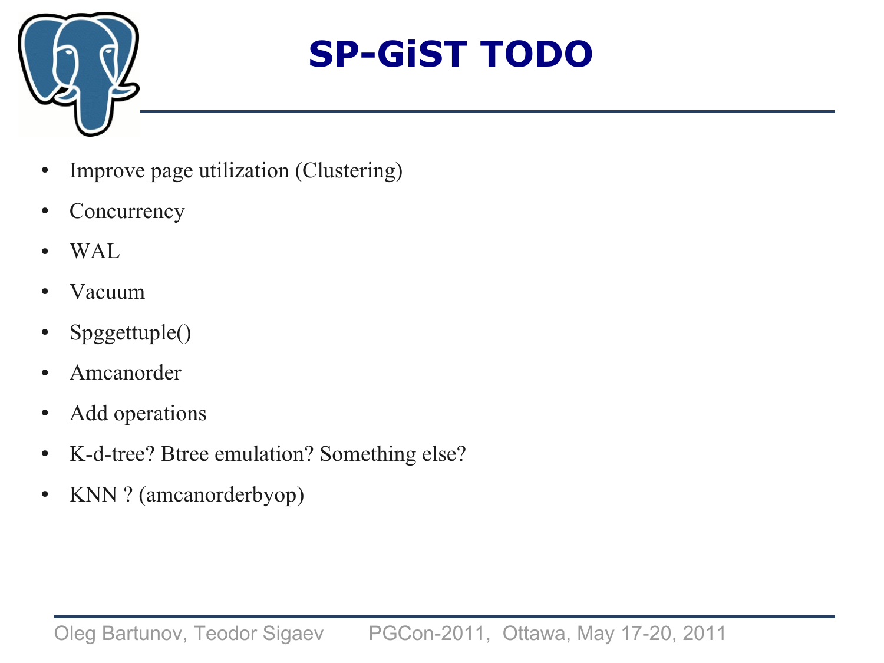# SP-GiST TODO

- Improve page utilization (Clustering)
- Concurrency
- WAL
- Vacuum
- Spggettuple()
- Amcanorder
- Add operations
- K-d-tree? Btree emulation? Something else?
- KNN ? (amcanorderbyop)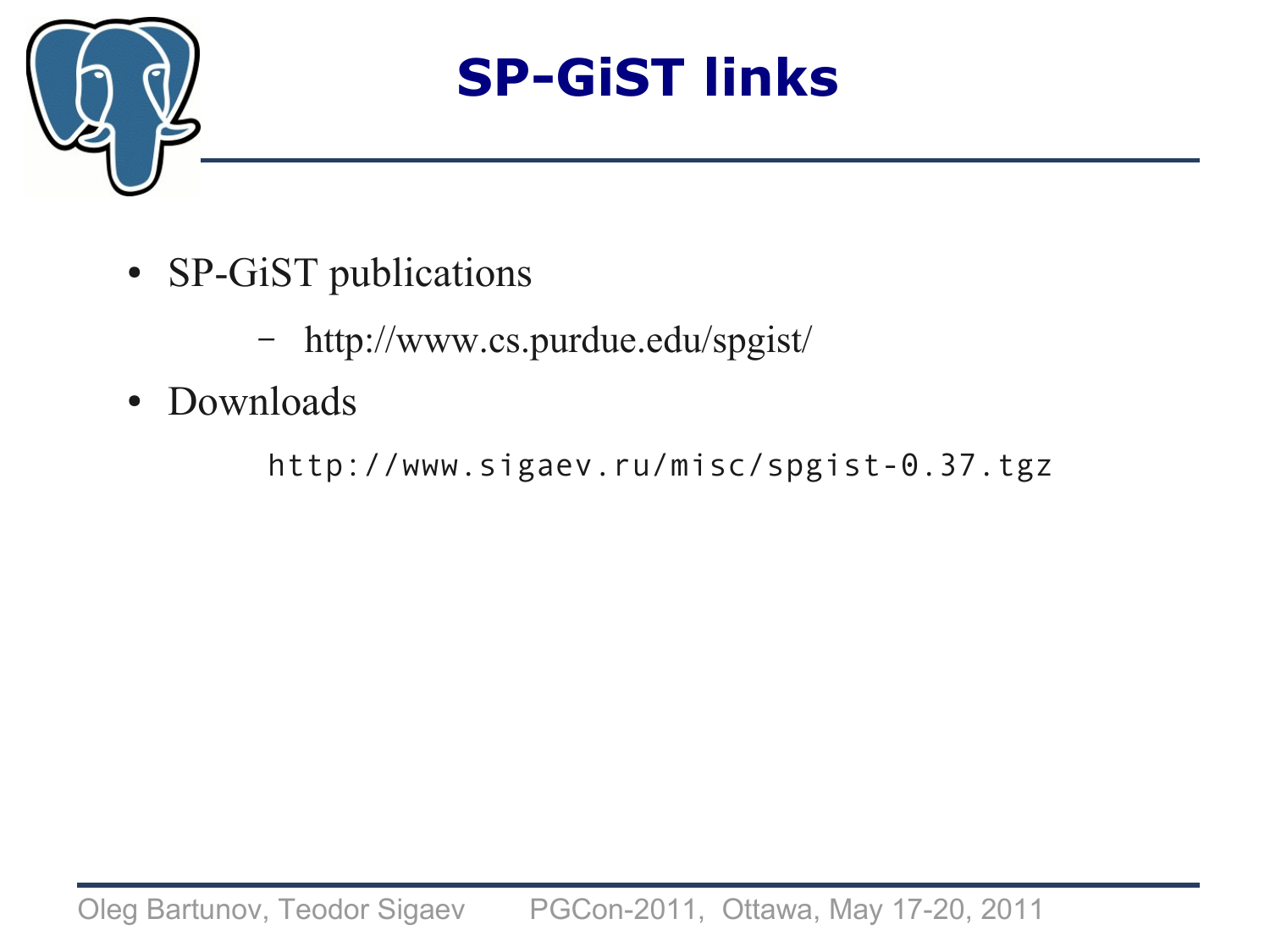# SP-GiST links

- SP-GiST publications
  - http://www.cs.purdue.edu/spgist/
- Downloads

```
http://www.sigaev.ru/misc/spgist-0.37.tgz
```